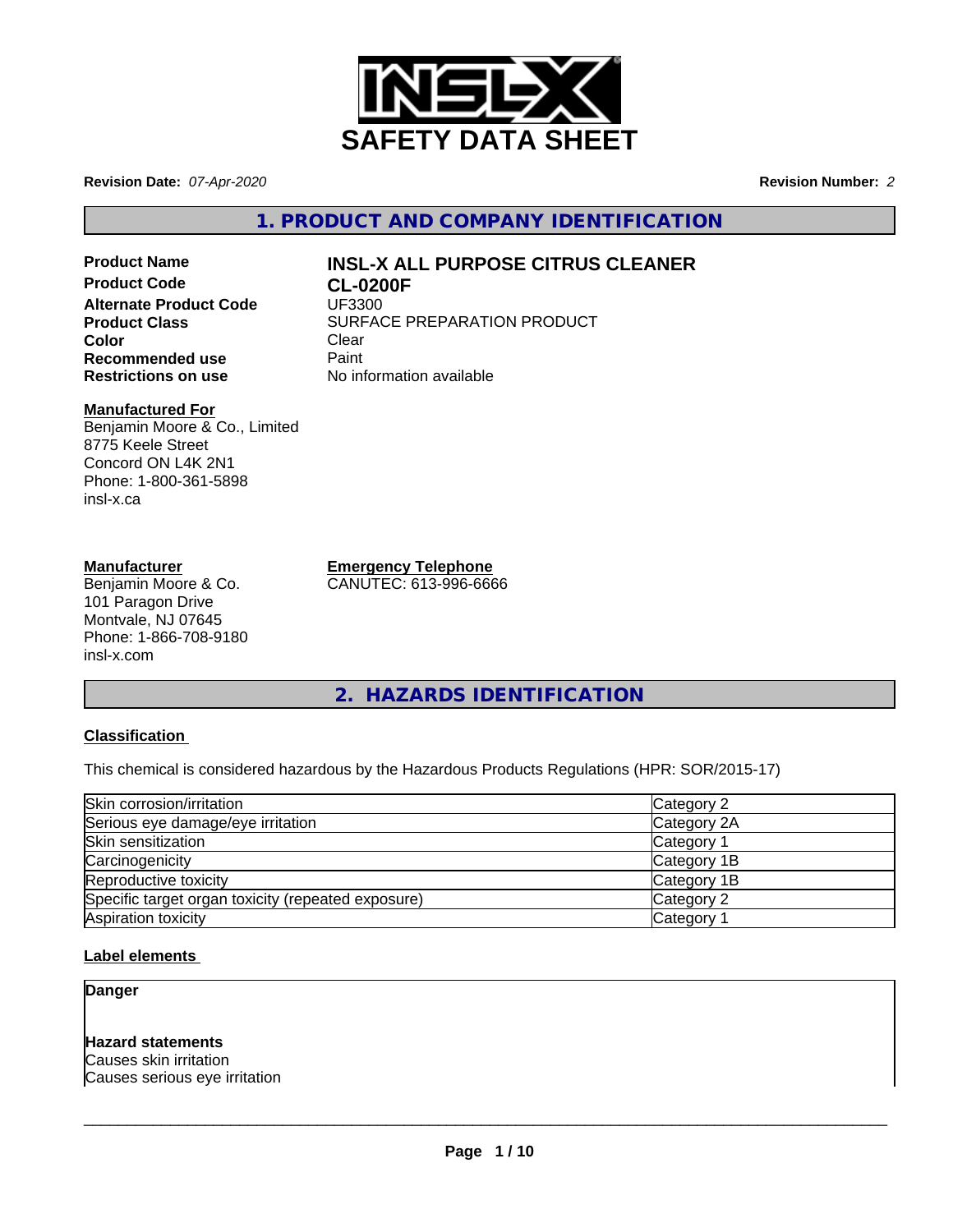# SAFETY DATA SHEET

**Revision Date:** *07-Apr-2020* **Revision Number:** *2*

## 1. PRODUCT AND COMPANY IDENTIFICATION

| | |
|---|---|
| **Product Name** | **INSL-X ALL PURPOSE CITRUS CLEANER** |
| **Product Code** | **CL-0200F** |
| **Alternate Product Code** | UF3300 |
| **Product Class** | SURFACE PREPARATION PRODUCT |
| **Color** | Clear |
| **Recommended use** | Paint |
| **Restrictions on use** | No information available |

**Manufactured For**
Benjamin Moore & Co., Limited
8775 Keele Street
Concord ON L4K 2N1
Phone: 1-800-361-5898
insl-x.ca

**Manufacturer**
Benjamin Moore & Co.
101 Paragon Drive
Montvale, NJ 07645
Phone: 1-866-708-9180
insl-x.com

**Emergency Telephone**
CANUTEC: 613-996-6666

## 2. HAZARDS IDENTIFICATION

### Classification

This chemical is considered hazardous by the Hazardous Products Regulations (HPR: SOR/2015-17)

| | |
|---|---|
| Skin corrosion/irritation | Category 2 |
| Serious eye damage/eye irritation | Category 2A |
| Skin sensitization | Category 1 |
| Carcinogenicity | Category 1B |
| Reproductive toxicity | Category 1B |
| Specific target organ toxicity (repeated exposure) | Category 2 |
| Aspiration toxicity | Category 1 |

### Label elements

**Danger**

**Hazard statements**
Causes skin irritation
Causes serious eye irritation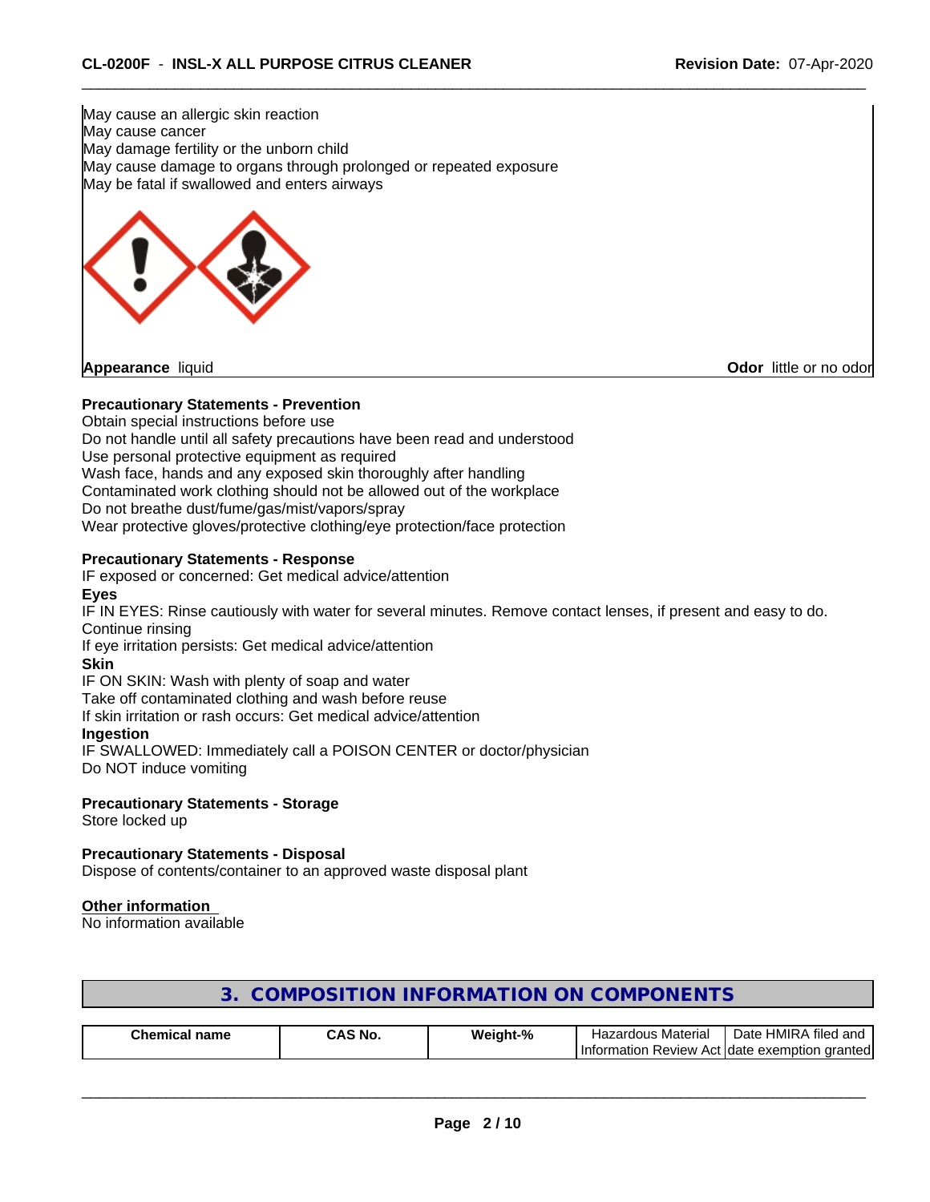May cause an allergic skin reaction
May cause cancer
May damage fertility or the unborn child
May cause damage to organs through prolonged or repeated exposure
May be fatal if swallowed and enters airways

**Appearance** liquid **Odor** little or no odor

**Precautionary Statements - Prevention**

Obtain special instructions before use
Do not handle until all safety precautions have been read and understood
Use personal protective equipment as required
Wash face, hands and any exposed skin thoroughly after handling
Contaminated work clothing should not be allowed out of the workplace
Do not breathe dust/fume/gas/mist/vapors/spray
Wear protective gloves/protective clothing/eye protection/face protection

**Precautionary Statements - Response**

IF exposed or concerned: Get medical advice/attention

**Eyes**

IF IN EYES: Rinse cautiously with water for several minutes. Remove contact lenses, if present and easy to do. Continue rinsing
If eye irritation persists: Get medical advice/attention

**Skin**

IF ON SKIN: Wash with plenty of soap and water
Take off contaminated clothing and wash before reuse
If skin irritation or rash occurs: Get medical advice/attention

**Ingestion**

IF SWALLOWED: Immediately call a POISON CENTER or doctor/physician
Do NOT induce vomiting

**Precautionary Statements - Storage**

Store locked up

**Precautionary Statements - Disposal**

Dispose of contents/container to an approved waste disposal plant

**Other information**

No information available

## 3. COMPOSITION INFORMATION ON COMPONENTS

| Chemical name | CAS No. | Weight-% | Hazardous Material Information Review Act | Date HMIRA filed and date exemption granted |
|---|---|---|---|---|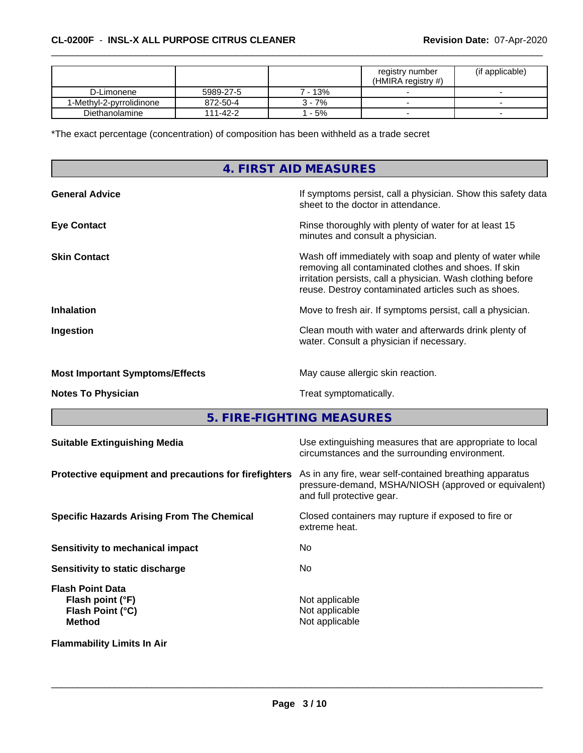| | | | registry number (HMIRA registry #) | (if applicable) |
|---|---|---|---|---|
| D-Limonene | 5989-27-5 | 7 - 13% | - | - |
| 1-Methyl-2-pyrrolidinone | 872-50-4 | 3 - 7% | - | - |
| Diethanolamine | 111-42-2 | 1 - 5% | - | - |

*The exact percentage (concentration) of composition has been withheld as a trade secret

## 4. FIRST AID MEASURES

**General Advice** — If symptoms persist, call a physician. Show this safety data sheet to the doctor in attendance.

**Eye Contact** — Rinse thoroughly with plenty of water for at least 15 minutes and consult a physician.

**Skin Contact** — Wash off immediately with soap and plenty of water while removing all contaminated clothes and shoes. If skin irritation persists, call a physician. Wash clothing before reuse. Destroy contaminated articles such as shoes.

**Inhalation** — Move to fresh air. If symptoms persist, call a physician.

**Ingestion** — Clean mouth with water and afterwards drink plenty of water. Consult a physician if necessary.

**Most Important Symptoms/Effects** — May cause allergic skin reaction.

**Notes To Physician** — Treat symptomatically.

## 5. FIRE-FIGHTING MEASURES

**Suitable Extinguishing Media** — Use extinguishing measures that are appropriate to local circumstances and the surrounding environment.

**Protective equipment and precautions for firefighters** — As in any fire, wear self-contained breathing apparatus pressure-demand, MSHA/NIOSH (approved or equivalent) and full protective gear.

**Specific Hazards Arising From The Chemical** — Closed containers may rupture if exposed to fire or extreme heat.

**Sensitivity to mechanical impact** — No

**Sensitivity to static discharge** — No

**Flash Point Data**
- **Flash point (°F)** — Not applicable
- **Flash Point (°C)** — Not applicable
- **Method** — Not applicable

**Flammability Limits In Air**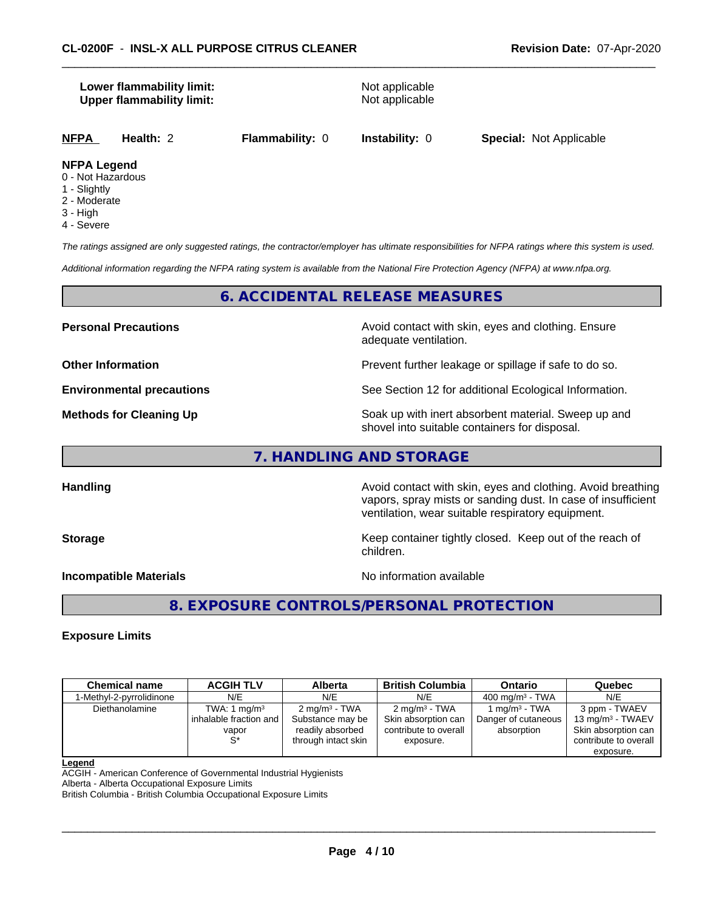**Lower flammability limit:** Not applicable
**Upper flammability limit:** Not applicable

**NFPA** **Health:** 2 **Flammability:** 0 **Instability:** 0 **Special:** Not Applicable

**NFPA Legend**
0 - Not Hazardous
1 - Slightly
2 - Moderate
3 - High
4 - Severe

*The ratings assigned are only suggested ratings, the contractor/employer has ultimate responsibilities for NFPA ratings where this system is used.*

*Additional information regarding the NFPA rating system is available from the National Fire Protection Agency (NFPA) at www.nfpa.org.*

## 6. ACCIDENTAL RELEASE MEASURES

**Personal Precautions** Avoid contact with skin, eyes and clothing. Ensure adequate ventilation.

**Other Information** Prevent further leakage or spillage if safe to do so.

**Environmental precautions** See Section 12 for additional Ecological Information.

**Methods for Cleaning Up** Soak up with inert absorbent material. Sweep up and shovel into suitable containers for disposal.

## 7. HANDLING AND STORAGE

**Handling** Avoid contact with skin, eyes and clothing. Avoid breathing vapors, spray mists or sanding dust. In case of insufficient ventilation, wear suitable respiratory equipment.

**Storage** Keep container tightly closed. Keep out of the reach of children.

**Incompatible Materials** No information available

## 8. EXPOSURE CONTROLS/PERSONAL PROTECTION

**Exposure Limits**

| Chemical name | ACGIH TLV | Alberta | British Columbia | Ontario | Quebec |
|---|---|---|---|---|---|
| 1-Methyl-2-pyrrolidinone | N/E | N/E | N/E | 400 mg/m$^3$ - TWA | N/E |
| Diethanolamine | TWA: 1 mg/m$^3$ inhalable fraction and vapor S* | 2 mg/m$^3$ - TWA Substance may be readily absorbed through intact skin | 2 mg/m$^3$ - TWA Skin absorption can contribute to overall exposure. | 1 mg/m$^3$ - TWA Danger of cutaneous absorption | 3 ppm - TWAEV 13 mg/m$^3$ - TWAEV Skin absorption can contribute to overall exposure. |

**Legend**
ACGIH - American Conference of Governmental Industrial Hygienists
Alberta - Alberta Occupational Exposure Limits
British Columbia - British Columbia Occupational Exposure Limits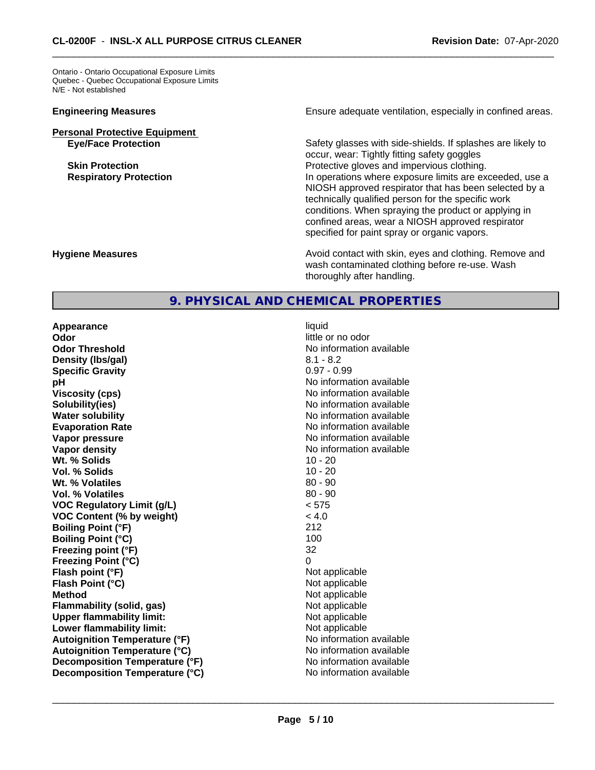Ontario - Ontario Occupational Exposure Limits
Quebec - Quebec Occupational Exposure Limits
N/E - Not established

| | |
|---|---|
| **Engineering Measures** | Ensure adequate ventilation, especially in confined areas. |
| **Personal Protective Equipment** | |
| **Eye/Face Protection** | Safety glasses with side-shields. If splashes are likely to occur, wear: Tightly fitting safety goggles |
| **Skin Protection** | Protective gloves and impervious clothing. |
| **Respiratory Protection** | In operations where exposure limits are exceeded, use a NIOSH approved respirator that has been selected by a technically qualified person for the specific work conditions. When spraying the product or applying in confined areas, wear a NIOSH approved respirator specified for paint spray or organic vapors. |
| **Hygiene Measures** | Avoid contact with skin, eyes and clothing. Remove and wash contaminated clothing before re-use. Wash thoroughly after handling. |

## 9. PHYSICAL AND CHEMICAL PROPERTIES

| | |
|---|---|
| **Appearance** | liquid |
| **Odor** | little or no odor |
| **Odor Threshold** | No information available |
| **Density (lbs/gal)** | 8.1 - 8.2 |
| **Specific Gravity** | 0.97 - 0.99 |
| **pH** | No information available |
| **Viscosity (cps)** | No information available |
| **Solubility(ies)** | No information available |
| **Water solubility** | No information available |
| **Evaporation Rate** | No information available |
| **Vapor pressure** | No information available |
| **Vapor density** | No information available |
| **Wt. % Solids** | 10 - 20 |
| **Vol. % Solids** | 10 - 20 |
| **Wt. % Volatiles** | 80 - 90 |
| **Vol. % Volatiles** | 80 - 90 |
| **VOC Regulatory Limit (g/L)** | < 575 |
| **VOC Content (% by weight)** | < 4.0 |
| **Boiling Point (°F)** | 212 |
| **Boiling Point (°C)** | 100 |
| **Freezing point (°F)** | 32 |
| **Freezing Point (°C)** | 0 |
| **Flash point (°F)** | Not applicable |
| **Flash Point (°C)** | Not applicable |
| **Method** | Not applicable |
| **Flammability (solid, gas)** | Not applicable |
| **Upper flammability limit:** | Not applicable |
| **Lower flammability limit:** | Not applicable |
| **Autoignition Temperature (°F)** | No information available |
| **Autoignition Temperature (°C)** | No information available |
| **Decomposition Temperature (°F)** | No information available |
| **Decomposition Temperature (°C)** | No information available |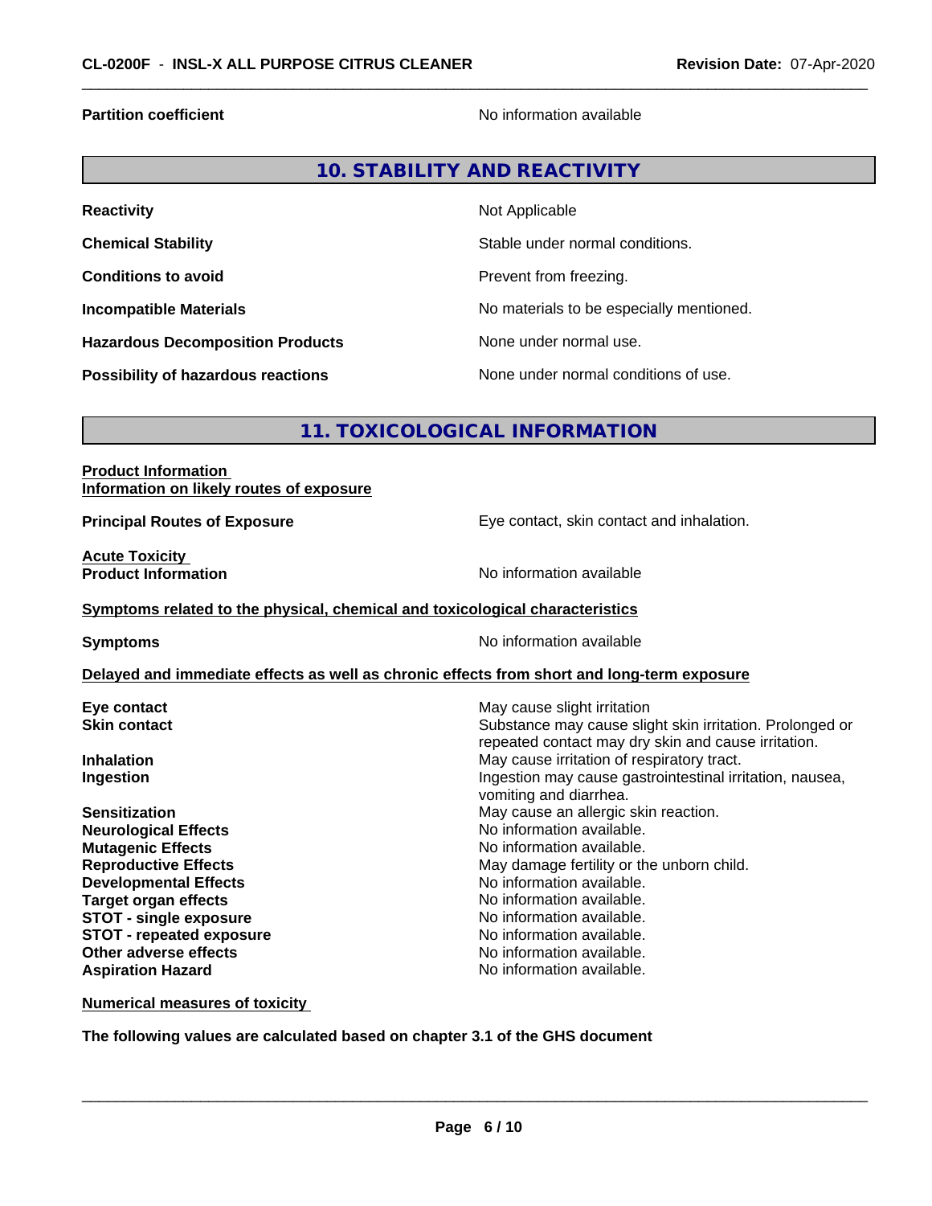| | |
|---|---|
| **Partition coefficient** | No information available |

## 10. STABILITY AND REACTIVITY

| | |
|---|---|
| **Reactivity** | Not Applicable |
| **Chemical Stability** | Stable under normal conditions. |
| **Conditions to avoid** | Prevent from freezing. |
| **Incompatible Materials** | No materials to be especially mentioned. |
| **Hazardous Decomposition Products** | None under normal use. |
| **Possibility of hazardous reactions** | None under normal conditions of use. |

## 11. TOXICOLOGICAL INFORMATION

**Product Information**
**Information on likely routes of exposure**

| | |
|---|---|
| **Principal Routes of Exposure** | Eye contact, skin contact and inhalation. |

**Acute Toxicity**

| | |
|---|---|
| **Product Information** | No information available |

**Symptoms related to the physical, chemical and toxicological characteristics**

| | |
|---|---|
| **Symptoms** | No information available |

**Delayed and immediate effects as well as chronic effects from short and long-term exposure**

| | |
|---|---|
| **Eye contact** | May cause slight irritation |
| **Skin contact** | Substance may cause slight skin irritation. Prolonged or repeated contact may dry skin and cause irritation. |
| **Inhalation** | May cause irritation of respiratory tract. |
| **Ingestion** | Ingestion may cause gastrointestinal irritation, nausea, vomiting and diarrhea. |
| **Sensitization** | May cause an allergic skin reaction. |
| **Neurological Effects** | No information available. |
| **Mutagenic Effects** | No information available. |
| **Reproductive Effects** | May damage fertility or the unborn child. |
| **Developmental Effects** | No information available. |
| **Target organ effects** | No information available. |
| **STOT - single exposure** | No information available. |
| **STOT - repeated exposure** | No information available. |
| **Other adverse effects** | No information available. |
| **Aspiration Hazard** | No information available. |

**Numerical measures of toxicity**

**The following values are calculated based on chapter 3.1 of the GHS document**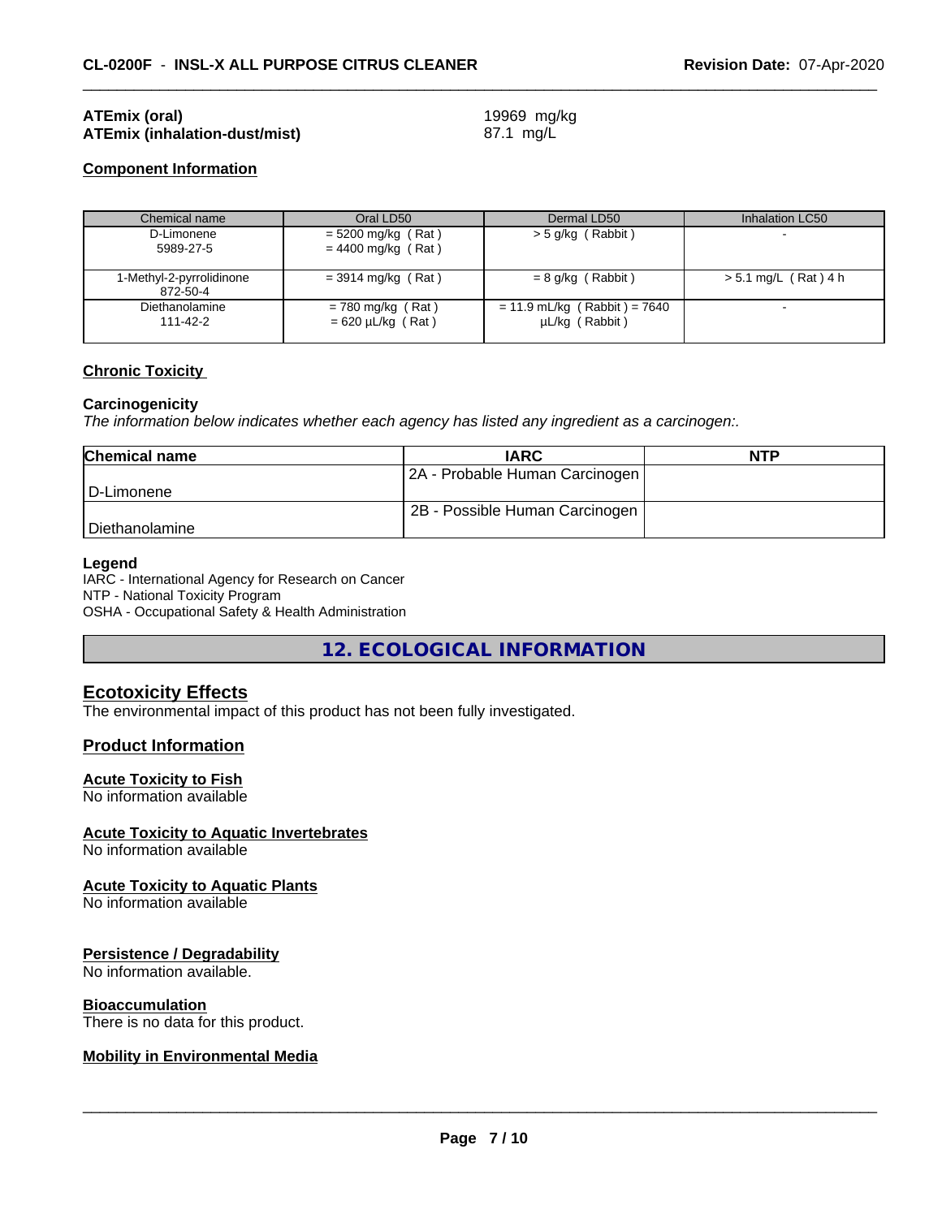**ATEmix (oral)** 19969 mg/kg
**ATEmix (inhalation-dust/mist)** 87.1 mg/L

**Component Information**

| Chemical name | Oral LD50 | Dermal LD50 | Inhalation LC50 |
| --- | --- | --- | --- |
| D-Limonene<br>5989-27-5 | = 5200 mg/kg ( Rat )<br>= 4400 mg/kg ( Rat ) | > 5 g/kg ( Rabbit ) | - |
| 1-Methyl-2-pyrrolidinone<br>872-50-4 | = 3914 mg/kg ( Rat ) | = 8 g/kg ( Rabbit ) | > 5.1 mg/L ( Rat ) 4 h |
| Diethanolamine<br>111-42-2 | = 780 mg/kg ( Rat )<br>= 620 µL/kg ( Rat ) | = 11.9 mL/kg ( Rabbit ) = 7640 µL/kg ( Rabbit ) | - |

**Chronic Toxicity**

**Carcinogenicity**
*The information below indicates whether each agency has listed any ingredient as a carcinogen:.*

| Chemical name | IARC | NTP |
| --- | --- | --- |
| D-Limonene | 2A - Probable Human Carcinogen | |
| Diethanolamine | 2B - Possible Human Carcinogen | |

**Legend**
IARC - International Agency for Research on Cancer
NTP - National Toxicity Program
OSHA - Occupational Safety & Health Administration

## 12. ECOLOGICAL INFORMATION

### Ecotoxicity Effects
The environmental impact of this product has not been fully investigated.

### Product Information

**Acute Toxicity to Fish**
No information available

**Acute Toxicity to Aquatic Invertebrates**
No information available

**Acute Toxicity to Aquatic Plants**
No information available

**Persistence / Degradability**
No information available.

**Bioaccumulation**
There is no data for this product.

**Mobility in Environmental Media**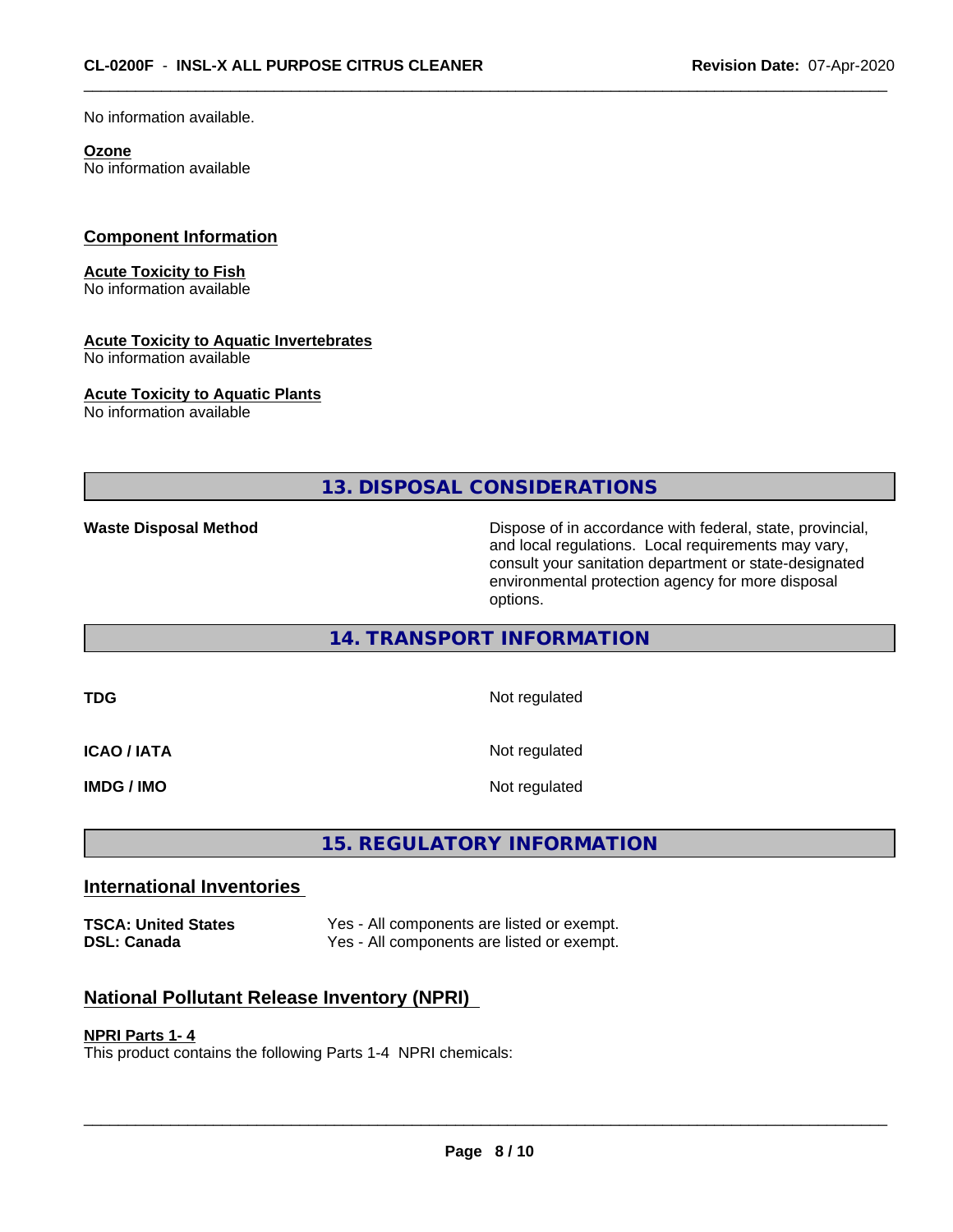No information available.

**Ozone**
No information available

## Component Information

**Acute Toxicity to Fish**
No information available

**Acute Toxicity to Aquatic Invertebrates**
No information available

**Acute Toxicity to Aquatic Plants**
No information available

## 13. DISPOSAL CONSIDERATIONS

| | |
|---|---|
| **Waste Disposal Method** | Dispose of in accordance with federal, state, provincial, and local regulations. Local requirements may vary, consult your sanitation department or state-designated environmental protection agency for more disposal options. |

## 14. TRANSPORT INFORMATION

| | |
|---|---|
| **TDG** | Not regulated |
| **ICAO / IATA** | Not regulated |
| **IMDG / IMO** | Not regulated |

## 15. REGULATORY INFORMATION

### International Inventories

| | |
|---|---|
| **TSCA: United States** | Yes - All components are listed or exempt. |
| **DSL: Canada** | Yes - All components are listed or exempt. |

### National Pollutant Release Inventory (NPRI)

**NPRI Parts 1- 4**
This product contains the following Parts 1-4 NPRI chemicals: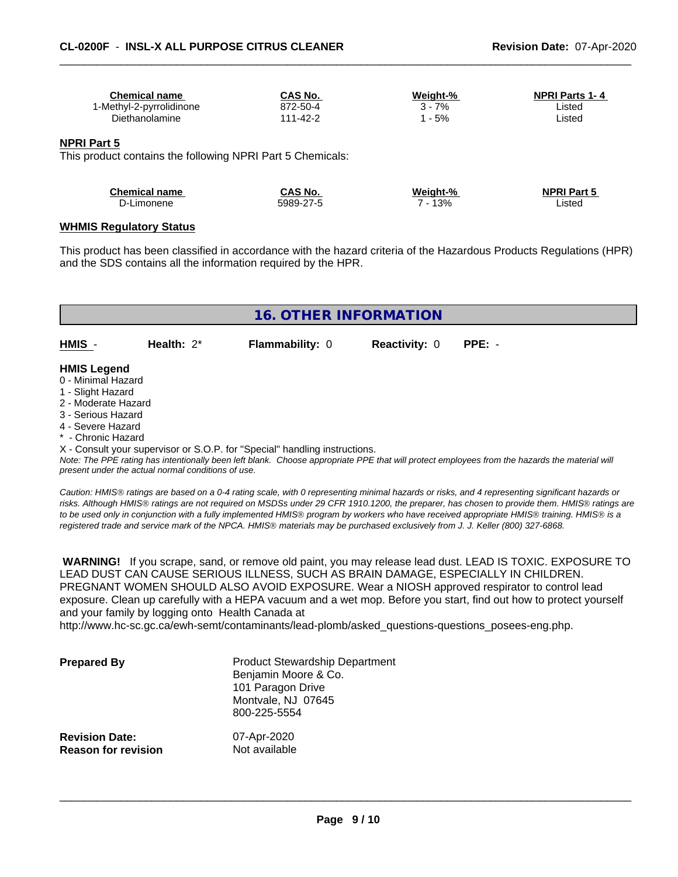| Chemical name | CAS No. | Weight-% | NPRI Parts 1- 4 |
|---|---|---|---|
| 1-Methyl-2-pyrrolidinone | 872-50-4 | 3 - 7% | Listed |
| Diethanolamine | 111-42-2 | 1 - 5% | Listed |

**NPRI Part 5**

This product contains the following NPRI Part 5 Chemicals:

| Chemical name | CAS No. | Weight-% | NPRI Part 5 |
|---|---|---|---|
| D-Limonene | 5989-27-5 | 7 - 13% | Listed |

**WHMIS Regulatory Status**

This product has been classified in accordance with the hazard criteria of the Hazardous Products Regulations (HPR) and the SDS contains all the information required by the HPR.

## 16. OTHER INFORMATION

**HMIS** - **Health:** 2* **Flammability:** 0 **Reactivity:** 0 **PPE:** -

**HMIS Legend**

0 - Minimal Hazard
1 - Slight Hazard
2 - Moderate Hazard
3 - Serious Hazard
4 - Severe Hazard
* - Chronic Hazard
X - Consult your supervisor or S.O.P. for "Special" handling instructions.

*Note: The PPE rating has intentionally been left blank. Choose appropriate PPE that will protect employees from the hazards the material will present under the actual normal conditions of use.*

*Caution: HMIS® ratings are based on a 0-4 rating scale, with 0 representing minimal hazards or risks, and 4 representing significant hazards or risks. Although HMIS® ratings are not required on MSDSs under 29 CFR 1910.1200, the preparer, has chosen to provide them. HMIS® ratings are to be used only in conjunction with a fully implemented HMIS® program by workers who have received appropriate HMIS® training. HMIS® is a registered trade and service mark of the NPCA. HMIS® materials may be purchased exclusively from J. J. Keller (800) 327-6868.*

**WARNING!** If you scrape, sand, or remove old paint, you may release lead dust. LEAD IS TOXIC. EXPOSURE TO LEAD DUST CAN CAUSE SERIOUS ILLNESS, SUCH AS BRAIN DAMAGE, ESPECIALLY IN CHILDREN. PREGNANT WOMEN SHOULD ALSO AVOID EXPOSURE. Wear a NIOSH approved respirator to control lead exposure. Clean up carefully with a HEPA vacuum and a wet mop. Before you start, find out how to protect yourself and your family by logging onto Health Canada at http://www.hc-sc.gc.ca/ewh-semt/contaminants/lead-plomb/asked_questions-questions_posees-eng.php.

**Prepared By**
Product Stewardship Department
Benjamin Moore & Co.
101 Paragon Drive
Montvale, NJ 07645
800-225-5554

**Revision Date:** 07-Apr-2020
**Reason for revision** Not available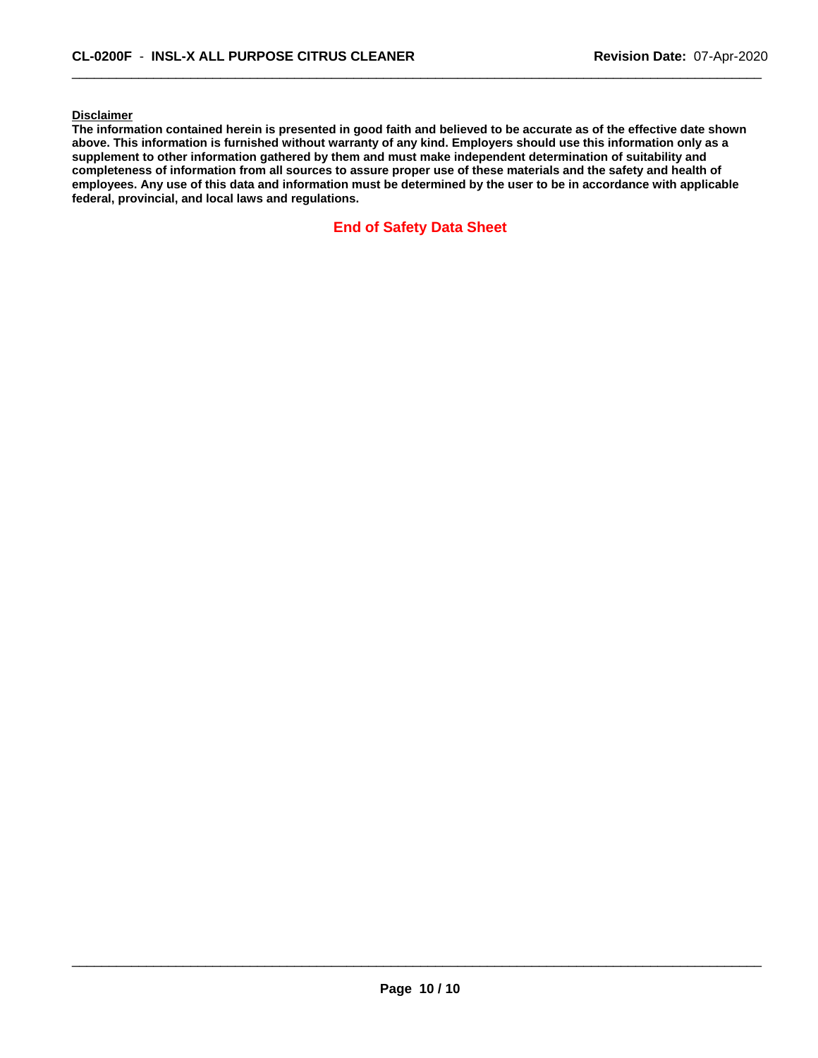**Disclaimer**

**The information contained herein is presented in good faith and believed to be accurate as of the effective date shown above. This information is furnished without warranty of any kind. Employers should use this information only as a supplement to other information gathered by them and must make independent determination of suitability and completeness of information from all sources to assure proper use of these materials and the safety and health of employees. Any use of this data and information must be determined by the user to be in accordance with applicable federal, provincial, and local laws and regulations.**

**End of Safety Data Sheet**